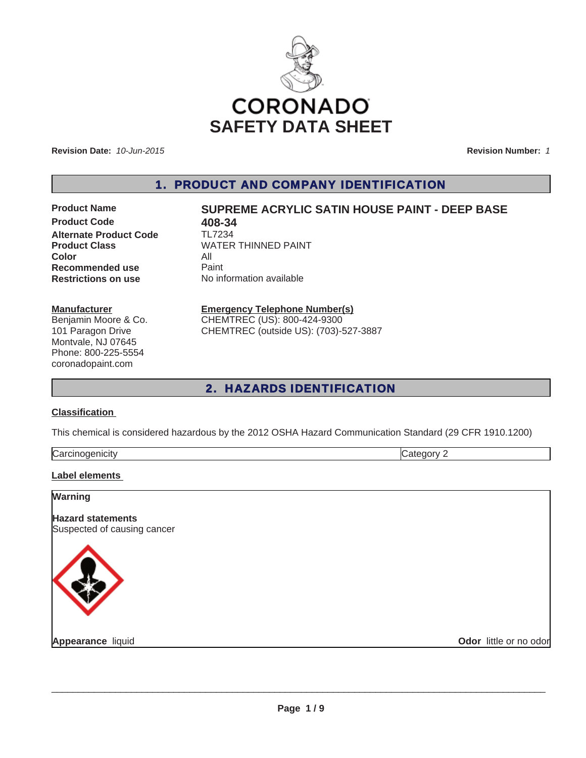CORONADO

# SAFETY DATA SHEET

**Revision Date:** *10-Jun-2015*

**Revision Number:** *1*

## 1. PRODUCT AND COMPANY IDENTIFICATION

| | |
|---|---|
| **Product Name** | **SUPREME ACRYLIC SATIN HOUSE PAINT - DEEP BASE** |
| **Product Code** | **408-34** |
| **Alternate Product Code** | TL7234 |
| **Product Class** | WATER THINNED PAINT |
| **Color** | All |
| **Recommended use** | Paint |
| **Restrictions on use** | No information available |

**Manufacturer**

Benjamin Moore & Co.
101 Paragon Drive
Montvale, NJ 07645
Phone: 800-225-5554
coronadopaint.com

**Emergency Telephone Number(s)**

CHEMTREC (US): 800-424-9300
CHEMTREC (outside US): (703)-527-3887

## 2. HAZARDS IDENTIFICATION

**Classification**

This chemical is considered hazardous by the 2012 OSHA Hazard Communication Standard (29 CFR 1910.1200)

| | |
|---|---|
| Carcinogenicity | Category 2 |

**Label elements**

**Warning**

**Hazard statements**
Suspected of causing cancer

**Appearance** liquid

**Odor** little or no odor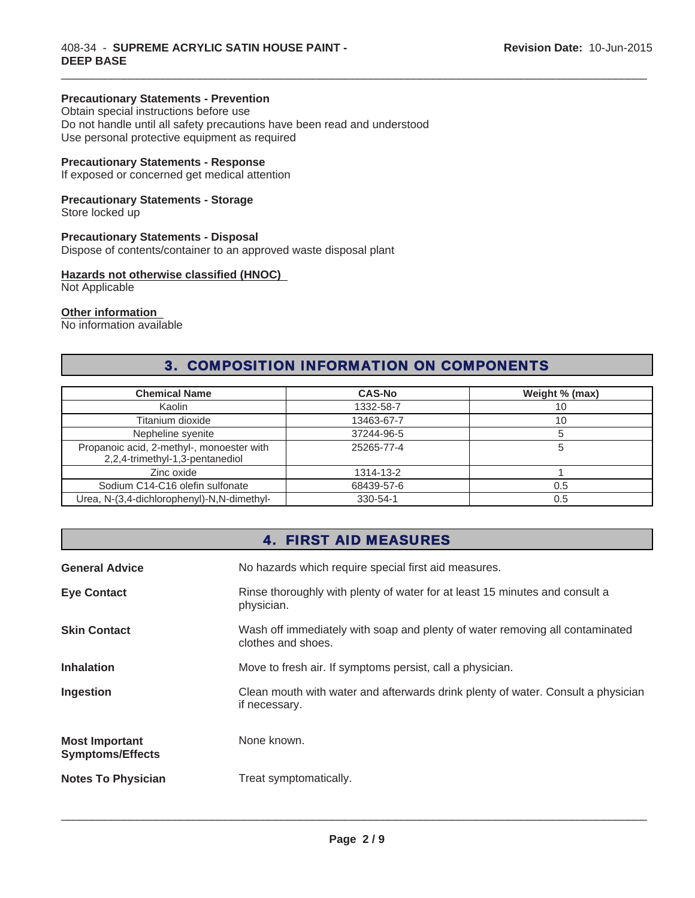**Precautionary Statements - Prevention**
Obtain special instructions before use
Do not handle until all safety precautions have been read and understood
Use personal protective equipment as required

**Precautionary Statements - Response**
If exposed or concerned get medical attention

**Precautionary Statements - Storage**
Store locked up

**Precautionary Statements - Disposal**
Dispose of contents/container to an approved waste disposal plant

**Hazards not otherwise classified (HNOC)**
Not Applicable

**Other information**
No information available

## 3. COMPOSITION INFORMATION ON COMPONENTS

| Chemical Name | CAS-No | Weight % (max) |
|---|---|---|
| Kaolin | 1332-58-7 | 10 |
| Titanium dioxide | 13463-67-7 | 10 |
| Nepheline syenite | 37244-96-5 | 5 |
| Propanoic acid, 2-methyl-, monoester with 2,2,4-trimethyl-1,3-pentanediol | 25265-77-4 | 5 |
| Zinc oxide | 1314-13-2 | 1 |
| Sodium C14-C16 olefin sulfonate | 68439-57-6 | 0.5 |
| Urea, N-(3,4-dichlorophenyl)-N,N-dimethyl- | 330-54-1 | 0.5 |

## 4. FIRST AID MEASURES

**General Advice**
No hazards which require special first aid measures.

**Eye Contact**
Rinse thoroughly with plenty of water for at least 15 minutes and consult a physician.

**Skin Contact**
Wash off immediately with soap and plenty of water removing all contaminated clothes and shoes.

**Inhalation**
Move to fresh air. If symptoms persist, call a physician.

**Ingestion**
Clean mouth with water and afterwards drink plenty of water. Consult a physician if necessary.

**Most Important Symptoms/Effects**
None known.

**Notes To Physician**
Treat symptomatically.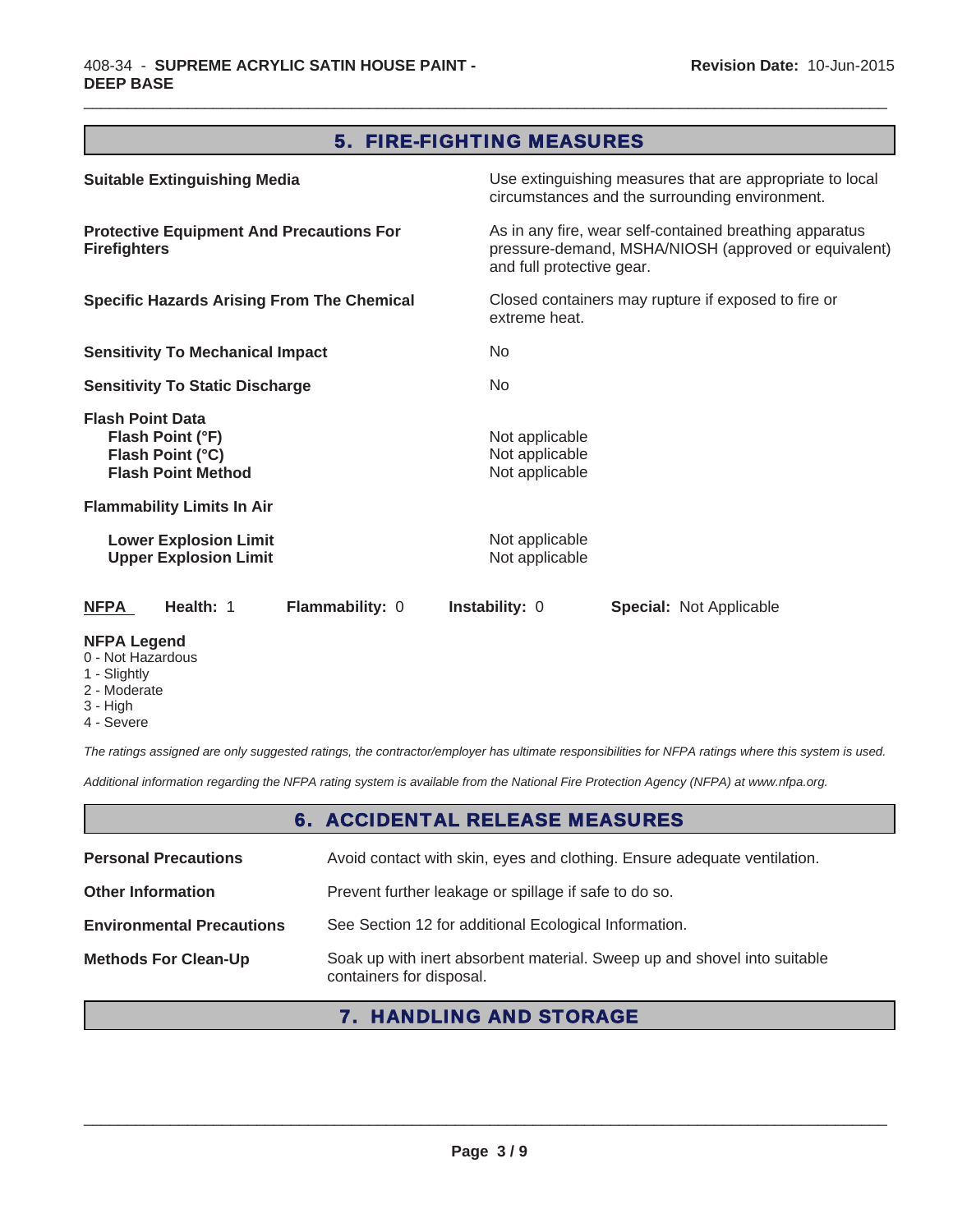## 5. FIRE-FIGHTING MEASURES

| | |
|---|---|
| **Suitable Extinguishing Media** | Use extinguishing measures that are appropriate to local circumstances and the surrounding environment. |
| **Protective Equipment And Precautions For Firefighters** | As in any fire, wear self-contained breathing apparatus pressure-demand, MSHA/NIOSH (approved or equivalent) and full protective gear. |
| **Specific Hazards Arising From The Chemical** | Closed containers may rupture if exposed to fire or extreme heat. |
| **Sensitivity To Mechanical Impact** | No |
| **Sensitivity To Static Discharge** | No |

**Flash Point Data**

| | |
|---|---|
| **Flash Point (°F)** | Not applicable |
| **Flash Point (°C)** | Not applicable |
| **Flash Point Method** | Not applicable |

**Flammability Limits In Air**

| | |
|---|---|
| **Lower Explosion Limit** | Not applicable |
| **Upper Explosion Limit** | Not applicable |

**NFPA** **Health:** 1 **Flammability:** 0 **Instability:** 0 **Special:** Not Applicable

**NFPA Legend**
- 0 - Not Hazardous
- 1 - Slightly
- 2 - Moderate
- 3 - High
- 4 - Severe

*The ratings assigned are only suggested ratings, the contractor/employer has ultimate responsibilities for NFPA ratings where this system is used.*

*Additional information regarding the NFPA rating system is available from the National Fire Protection Agency (NFPA) at www.nfpa.org.*

## 6. ACCIDENTAL RELEASE MEASURES

| | |
|---|---|
| **Personal Precautions** | Avoid contact with skin, eyes and clothing. Ensure adequate ventilation. |
| **Other Information** | Prevent further leakage or spillage if safe to do so. |
| **Environmental Precautions** | See Section 12 for additional Ecological Information. |
| **Methods For Clean-Up** | Soak up with inert absorbent material. Sweep up and shovel into suitable containers for disposal. |

## 7. HANDLING AND STORAGE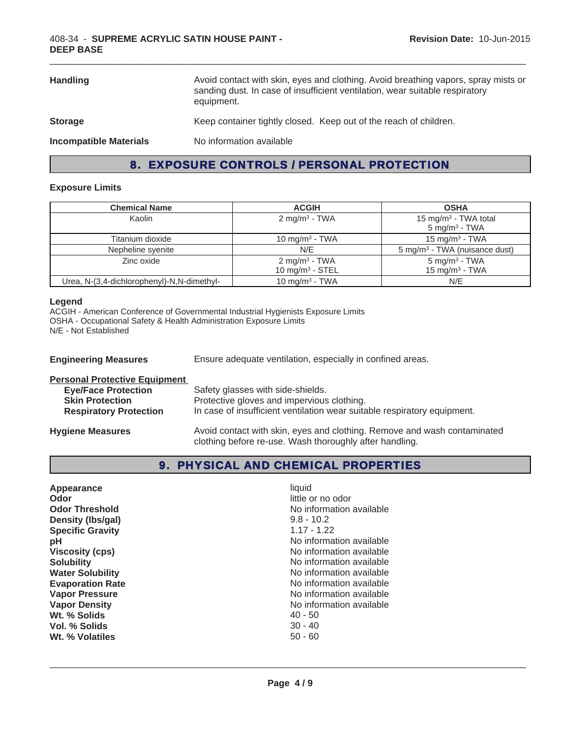| | |
|---|---|
| **Handling** | Avoid contact with skin, eyes and clothing. Avoid breathing vapors, spray mists or sanding dust. In case of insufficient ventilation, wear suitable respiratory equipment. |
| **Storage** | Keep container tightly closed. Keep out of the reach of children. |
| **Incompatible Materials** | No information available |

## 8. EXPOSURE CONTROLS / PERSONAL PROTECTION

### Exposure Limits

| Chemical Name | ACGIH | OSHA |
|---|---|---|
| Kaolin | 2 mg/m³ - TWA | 15 mg/m³ - TWA total<br>5 mg/m³ - TWA |
| Titanium dioxide | 10 mg/m³ - TWA | 15 mg/m³ - TWA |
| Nepheline syenite | N/E | 5 mg/m³ - TWA (nuisance dust) |
| Zinc oxide | 2 mg/m³ - TWA<br>10 mg/m³ - STEL | 5 mg/m³ - TWA<br>15 mg/m³ - TWA |
| Urea, N-(3,4-dichlorophenyl)-N,N-dimethyl- | 10 mg/m³ - TWA | N/E |

**Legend**

ACGIH - American Conference of Governmental Industrial Hygienists Exposure Limits
OSHA - Occupational Safety & Health Administration Exposure Limits
N/E - Not Established

**Engineering Measures** — Ensure adequate ventilation, especially in confined areas.

**Personal Protective Equipment**

- **Eye/Face Protection** — Safety glasses with side-shields.
- **Skin Protection** — Protective gloves and impervious clothing.
- **Respiratory Protection** — In case of insufficient ventilation wear suitable respiratory equipment.

**Hygiene Measures** — Avoid contact with skin, eyes and clothing. Remove and wash contaminated clothing before re-use. Wash thoroughly after handling.

## 9. PHYSICAL AND CHEMICAL PROPERTIES

| | |
|---|---|
| **Appearance** | liquid |
| **Odor** | little or no odor |
| **Odor Threshold** | No information available |
| **Density (lbs/gal)** | 9.8 - 10.2 |
| **Specific Gravity** | 1.17 - 1.22 |
| **pH** | No information available |
| **Viscosity (cps)** | No information available |
| **Solubility** | No information available |
| **Water Solubility** | No information available |
| **Evaporation Rate** | No information available |
| **Vapor Pressure** | No information available |
| **Vapor Density** | No information available |
| **Wt. % Solids** | 40 - 50 |
| **Vol. % Solids** | 30 - 40 |
| **Wt. % Volatiles** | 50 - 60 |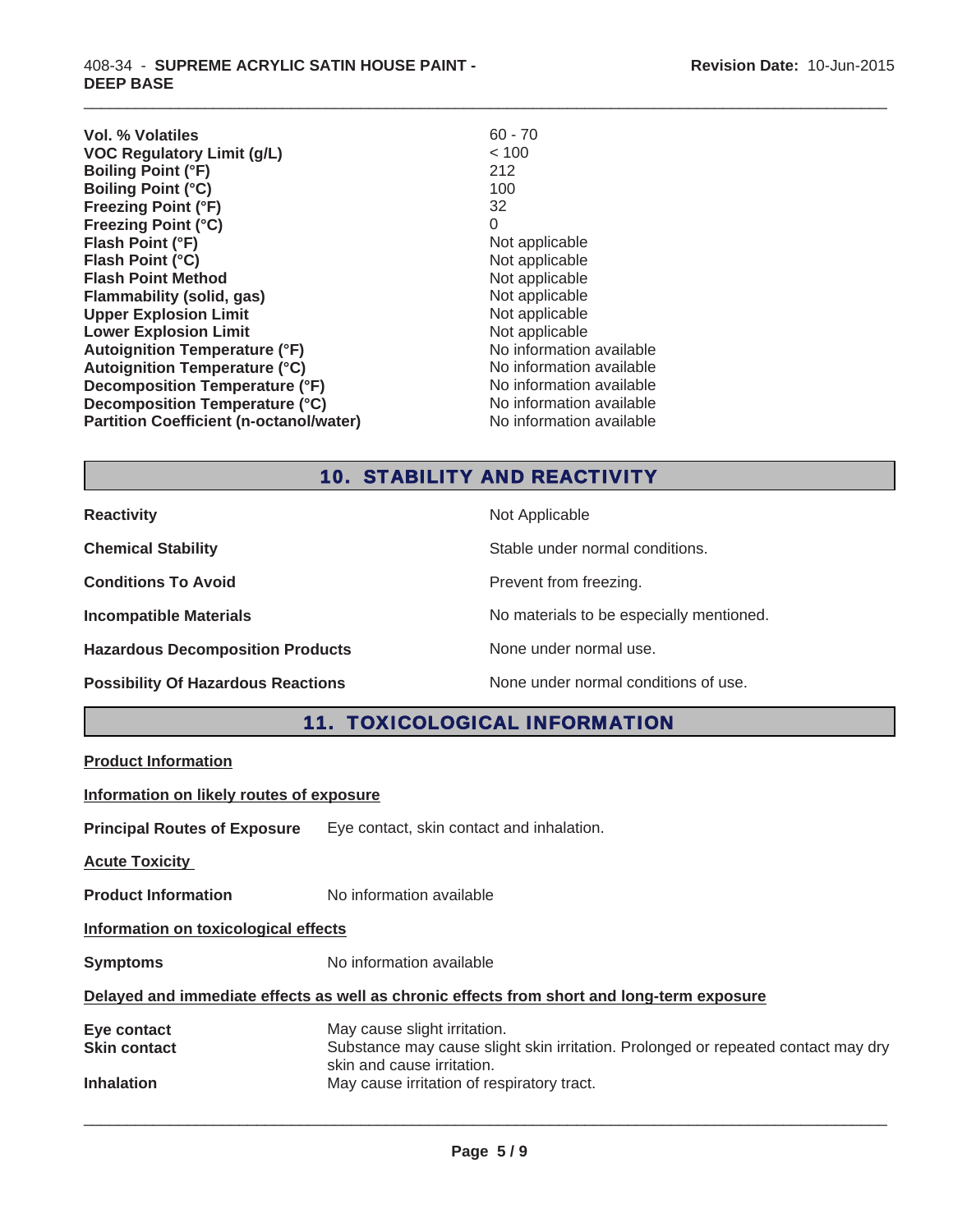| | |
|---|---|
| **Vol. % Volatiles** | 60 - 70 |
| **VOC Regulatory Limit (g/L)** | < 100 |
| **Boiling Point (°F)** | 212 |
| **Boiling Point (°C)** | 100 |
| **Freezing Point (°F)** | 32 |
| **Freezing Point (°C)** | 0 |
| **Flash Point (°F)** | Not applicable |
| **Flash Point (°C)** | Not applicable |
| **Flash Point Method** | Not applicable |
| **Flammability (solid, gas)** | Not applicable |
| **Upper Explosion Limit** | Not applicable |
| **Lower Explosion Limit** | Not applicable |
| **Autoignition Temperature (°F)** | No information available |
| **Autoignition Temperature (°C)** | No information available |
| **Decomposition Temperature (°F)** | No information available |
| **Decomposition Temperature (°C)** | No information available |
| **Partition Coefficient (n-octanol/water)** | No information available |

## 10. STABILITY AND REACTIVITY

| | |
|---|---|
| **Reactivity** | Not Applicable |
| **Chemical Stability** | Stable under normal conditions. |
| **Conditions To Avoid** | Prevent from freezing. |
| **Incompatible Materials** | No materials to be especially mentioned. |
| **Hazardous Decomposition Products** | None under normal use. |
| **Possibility Of Hazardous Reactions** | None under normal conditions of use. |

## 11. TOXICOLOGICAL INFORMATION

**Product Information**

**Information on likely routes of exposure**

**Principal Routes of Exposure** Eye contact, skin contact and inhalation.

**Acute Toxicity**

**Product Information** No information available

**Information on toxicological effects**

**Symptoms** No information available

**Delayed and immediate effects as well as chronic effects from short and long-term exposure**

| | |
|---|---|
| **Eye contact** | May cause slight irritation. |
| **Skin contact** | Substance may cause slight skin irritation. Prolonged or repeated contact may dry skin and cause irritation. |
| **Inhalation** | May cause irritation of respiratory tract. |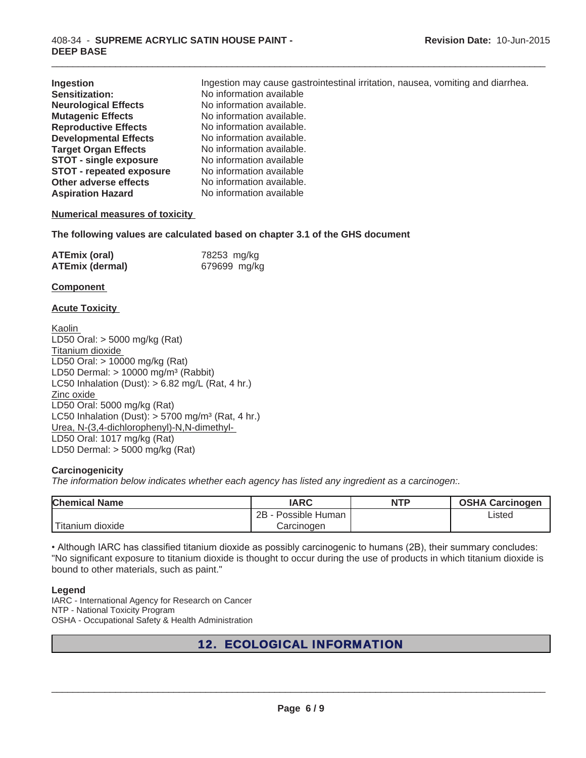| | |
|---|---|
| **Ingestion** | Ingestion may cause gastrointestinal irritation, nausea, vomiting and diarrhea. |
| **Sensitization:** | No information available |
| **Neurological Effects** | No information available. |
| **Mutagenic Effects** | No information available. |
| **Reproductive Effects** | No information available. |
| **Developmental Effects** | No information available. |
| **Target Organ Effects** | No information available. |
| **STOT - single exposure** | No information available |
| **STOT - repeated exposure** | No information available |
| **Other adverse effects** | No information available. |
| **Aspiration Hazard** | No information available |

**Numerical measures of toxicity**

**The following values are calculated based on chapter 3.1 of the GHS document**

| | |
|---|---|
| **ATEmix (oral)** | 78253 mg/kg |
| **ATEmix (dermal)** | 679699 mg/kg |

**Component**

**Acute Toxicity**

Kaolin
LD50 Oral: > 5000 mg/kg (Rat)
Titanium dioxide
LD50 Oral: > 10000 mg/kg (Rat)
LD50 Dermal: > 10000 mg/m³ (Rabbit)
LC50 Inhalation (Dust): > 6.82 mg/L (Rat, 4 hr.)
Zinc oxide
LD50 Oral: 5000 mg/kg (Rat)
LC50 Inhalation (Dust): > 5700 mg/m³ (Rat, 4 hr.)
Urea, N-(3,4-dichlorophenyl)-N,N-dimethyl-
LD50 Oral: 1017 mg/kg (Rat)
LD50 Dermal: > 5000 mg/kg (Rat)

**Carcinogenicity**

*The information below indicates whether each agency has listed any ingredient as a carcinogen:.*

| Chemical Name | IARC | NTP | OSHA Carcinogen |
|---|---|---|---|
| Titanium dioxide | 2B - Possible Human Carcinogen | | Listed |

• Although IARC has classified titanium dioxide as possibly carcinogenic to humans (2B), their summary concludes: "No significant exposure to titanium dioxide is thought to occur during the use of products in which titanium dioxide is bound to other materials, such as paint."

**Legend**
IARC - International Agency for Research on Cancer
NTP - National Toxicity Program
OSHA - Occupational Safety & Health Administration

## 12. ECOLOGICAL INFORMATION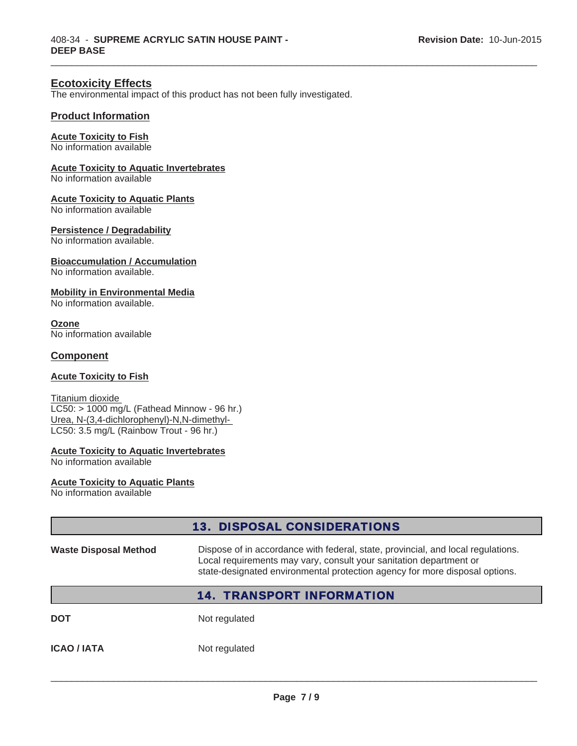## Ecotoxicity Effects

The environmental impact of this product has not been fully investigated.

### Product Information

**Acute Toxicity to Fish**
No information available

**Acute Toxicity to Aquatic Invertebrates**
No information available

**Acute Toxicity to Aquatic Plants**
No information available

**Persistence / Degradability**
No information available.

**Bioaccumulation / Accumulation**
No information available.

**Mobility in Environmental Media**
No information available.

**Ozone**
No information available

### Component

**Acute Toxicity to Fish**

Titanium dioxide
LC50: > 1000 mg/L (Fathead Minnow - 96 hr.)
Urea, N-(3,4-dichlorophenyl)-N,N-dimethyl-
LC50: 3.5 mg/L (Rainbow Trout - 96 hr.)

**Acute Toxicity to Aquatic Invertebrates**
No information available

**Acute Toxicity to Aquatic Plants**
No information available

## 13. DISPOSAL CONSIDERATIONS

**Waste Disposal Method** Dispose of in accordance with federal, state, provincial, and local regulations. Local requirements may vary, consult your sanitation department or state-designated environmental protection agency for more disposal options.

## 14. TRANSPORT INFORMATION

**DOT** Not regulated

**ICAO / IATA** Not regulated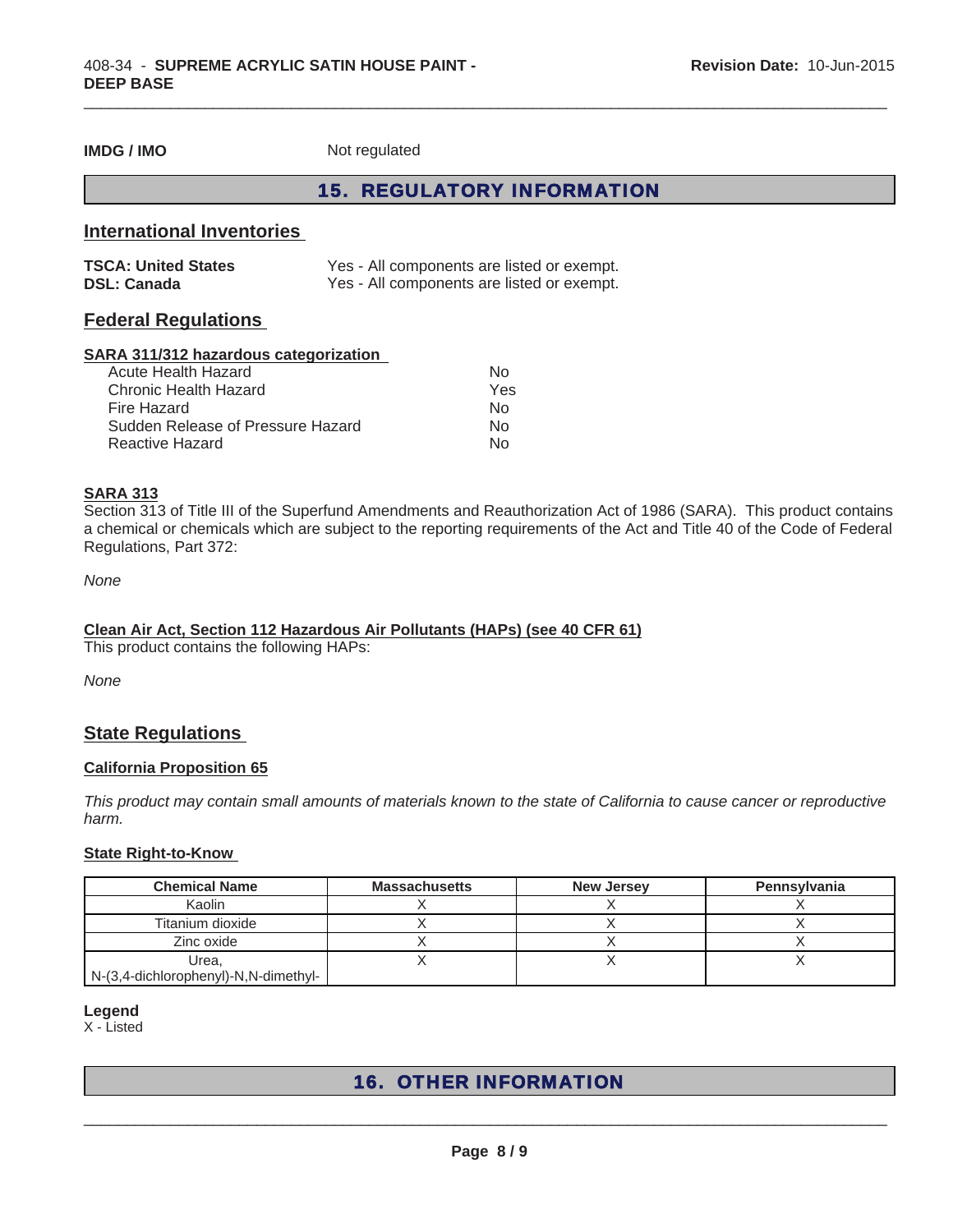**IMDG / IMO** Not regulated

## 15. REGULATORY INFORMATION

### International Inventories

| | |
|---|---|
| **TSCA: United States** | Yes - All components are listed or exempt. |
| **DSL: Canada** | Yes - All components are listed or exempt. |

### Federal Regulations

**SARA 311/312 hazardous categorization**

| | |
|---|---|
| Acute Health Hazard | No |
| Chronic Health Hazard | Yes |
| Fire Hazard | No |
| Sudden Release of Pressure Hazard | No |
| Reactive Hazard | No |

**SARA 313**

Section 313 of Title III of the Superfund Amendments and Reauthorization Act of 1986 (SARA). This product contains a chemical or chemicals which are subject to the reporting requirements of the Act and Title 40 of the Code of Federal Regulations, Part 372:

*None*

**Clean Air Act, Section 112 Hazardous Air Pollutants (HAPs) (see 40 CFR 61)**

This product contains the following HAPs:

*None*

### State Regulations

**California Proposition 65**

*This product may contain small amounts of materials known to the state of California to cause cancer or reproductive harm.*

**State Right-to-Know**

| Chemical Name | Massachusetts | New Jersey | Pennsylvania |
|---|---|---|---|
| Kaolin | X | X | X |
| Titanium dioxide | X | X | X |
| Zinc oxide | X | X | X |
| Urea, N-(3,4-dichlorophenyl)-N,N-dimethyl- | X | X | X |

**Legend**

X - Listed

## 16. OTHER INFORMATION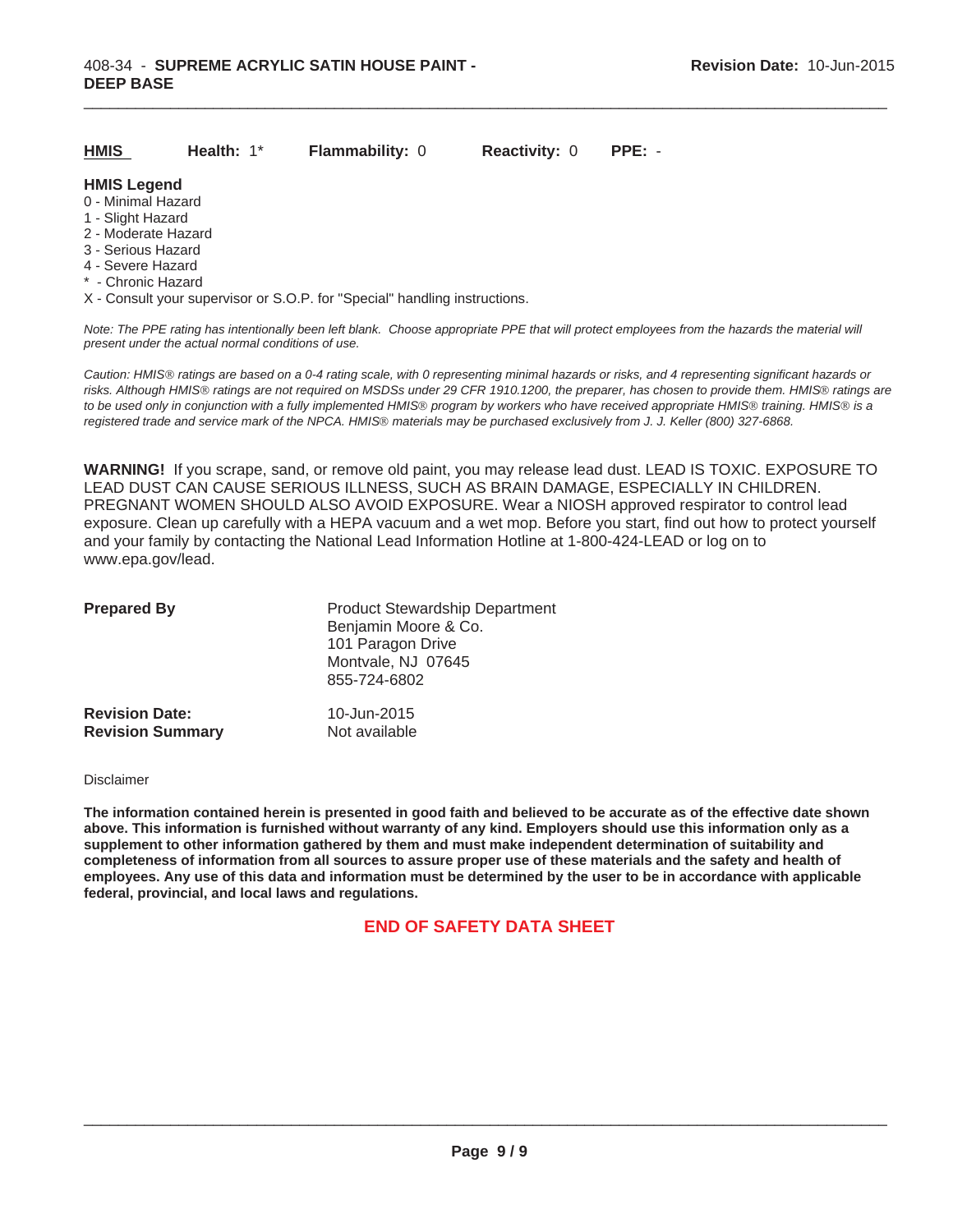| **HMIS** | **Health:** 1* | **Flammability:** 0 | **Reactivity:** 0 | **PPE:** - |
| --- | --- | --- | --- | --- |

**HMIS Legend**

0 - Minimal Hazard
1 - Slight Hazard
2 - Moderate Hazard
3 - Serious Hazard
4 - Severe Hazard
* - Chronic Hazard
X - Consult your supervisor or S.O.P. for "Special" handling instructions.

*Note: The PPE rating has intentionally been left blank. Choose appropriate PPE that will protect employees from the hazards the material will present under the actual normal conditions of use.*

*Caution: HMIS® ratings are based on a 0-4 rating scale, with 0 representing minimal hazards or risks, and 4 representing significant hazards or risks. Although HMIS® ratings are not required on MSDSs under 29 CFR 1910.1200, the preparer, has chosen to provide them. HMIS® ratings are to be used only in conjunction with a fully implemented HMIS® program by workers who have received appropriate HMIS® training. HMIS® is a registered trade and service mark of the NPCA. HMIS® materials may be purchased exclusively from J. J. Keller (800) 327-6868.*

**WARNING!** If you scrape, sand, or remove old paint, you may release lead dust. LEAD IS TOXIC. EXPOSURE TO LEAD DUST CAN CAUSE SERIOUS ILLNESS, SUCH AS BRAIN DAMAGE, ESPECIALLY IN CHILDREN. PREGNANT WOMEN SHOULD ALSO AVOID EXPOSURE. Wear a NIOSH approved respirator to control lead exposure. Clean up carefully with a HEPA vacuum and a wet mop. Before you start, find out how to protect yourself and your family by contacting the National Lead Information Hotline at 1-800-424-LEAD or log on to www.epa.gov/lead.

**Prepared By**
Product Stewardship Department
Benjamin Moore & Co.
101 Paragon Drive
Montvale, NJ 07645
855-724-6802

**Revision Date:** 10-Jun-2015
**Revision Summary** Not available

Disclaimer

**The information contained herein is presented in good faith and believed to be accurate as of the effective date shown above. This information is furnished without warranty of any kind. Employers should use this information only as a supplement to other information gathered by them and must make independent determination of suitability and completeness of information from all sources to assure proper use of these materials and the safety and health of employees. Any use of this data and information must be determined by the user to be in accordance with applicable federal, provincial, and local laws and regulations.**

**END OF SAFETY DATA SHEET**